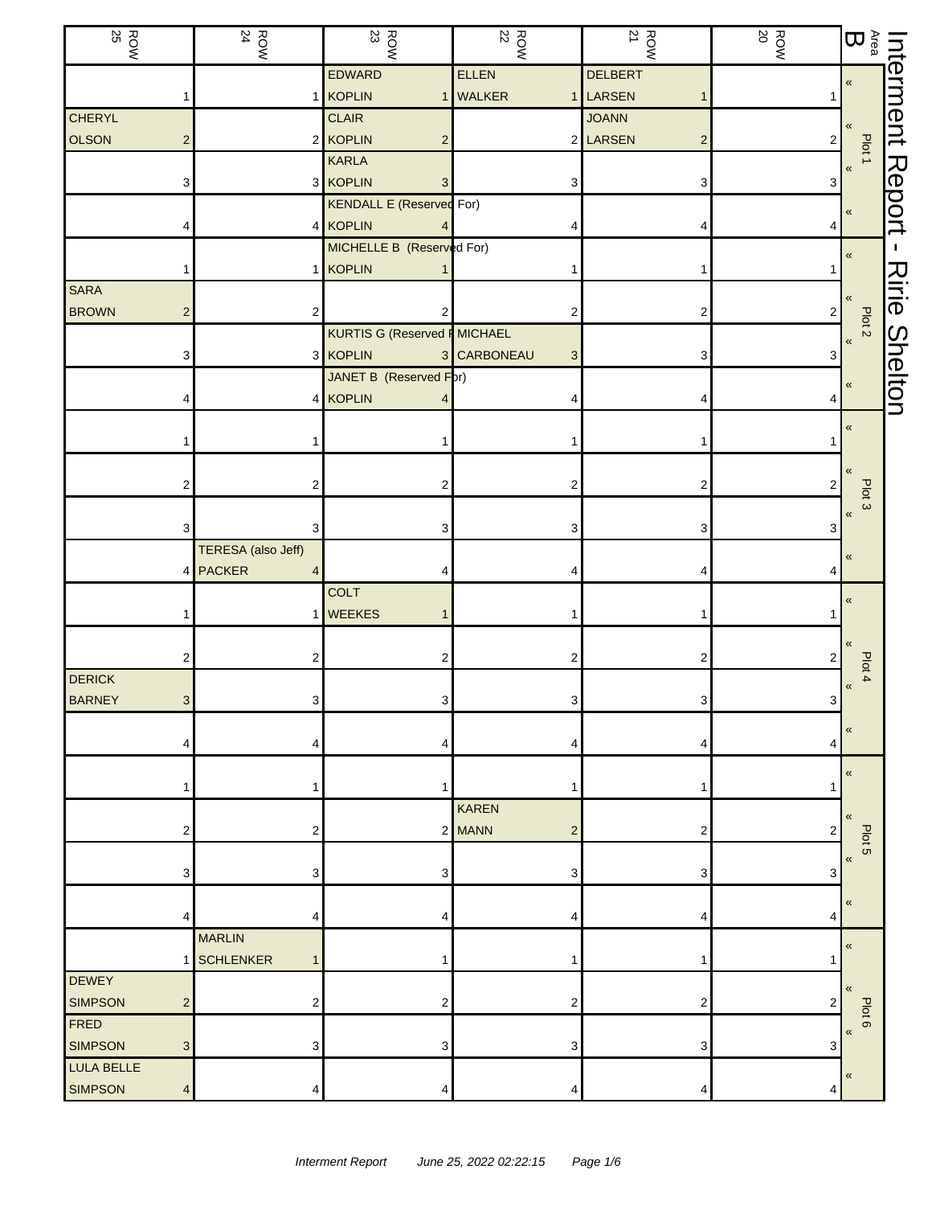# Interment Report - Ririe Shelton

| ROW 25 | ROW 24 | ROW 23 | ROW 22 | ROW 21 | ROW 20 | Area B | |
|---|---|---|---|---|---|---|---|
| 1 | 1 | EDWARD KOPLIN 1 | ELLEN WALKER 1 | DELBERT LARSEN 1 | 1 | « | Plot 1 |
| CHERYL OLSON 2 | 2 | CLAIR KOPLIN 2 | 2 | JOANN LARSEN 2 | 2 | « | |
| 3 | 3 | KARLA KOPLIN 3 | 3 | 3 | 3 | « | |
| 4 | 4 | KENDALL E (Reserved For) KOPLIN 4 | 4 | 4 | 4 | « | |
| 1 | 1 | MICHELLE B (Reserved For) KOPLIN 1 | 1 | 1 | 1 | « | Plot 2 |
| SARA BROWN 2 | 2 | 2 | 2 | 2 | 2 | « | |
| 3 | 3 | KURTIS G (Reserved For) KOPLIN 3 | MICHAEL CARBONEAU 3 | 3 | 3 | « | |
| 4 | 4 | JANET B (Reserved For) KOPLIN 4 | 4 | 4 | 4 | « | |
| 1 | 1 | 1 | 1 | 1 | 1 | « | Plot 3 |
| 2 | 2 | 2 | 2 | 2 | 2 | « | |
| 3 | 3 | 3 | 3 | 3 | 3 | « | |
| 4 | TERESA (also Jeff) PACKER 4 | 4 | 4 | 4 | 4 | « | |
| 1 | 1 | COLT WEEKES 1 | 1 | 1 | 1 | « | Plot 4 |
| 2 | 2 | 2 | 2 | 2 | 2 | « | |
| DERICK BARNEY 3 | 3 | 3 | 3 | 3 | 3 | « | |
| 4 | 4 | 4 | 4 | 4 | 4 | « | |
| 1 | 1 | 1 | 1 | 1 | 1 | « | Plot 5 |
| 2 | 2 | 2 | KAREN MANN 2 | 2 | 2 | « | |
| 3 | 3 | 3 | 3 | 3 | 3 | « | |
| 4 | 4 | 4 | 4 | 4 | 4 | « | |
| 1 | MARLIN SCHLENKER 1 | 1 | 1 | 1 | 1 | « | Plot 6 |
| DEWEY SIMPSON 2 | 2 | 2 | 2 | 2 | 2 | « | |
| FRED SIMPSON 3 | 3 | 3 | 3 | 3 | 3 | « | |
| LULA BELLE SIMPSON 4 | 4 | 4 | 4 | 4 | 4 | « | |

*Interment Report June 25, 2022 02:22:15*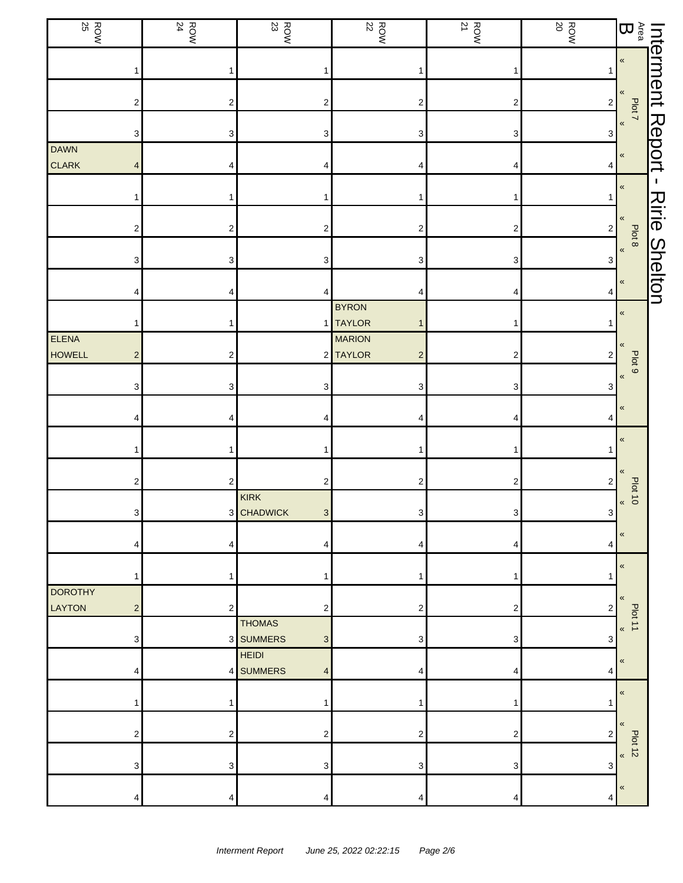# Interment Report - Ririe Shelton

| Area B | | ROW 20 | ROW 21 | ROW 22 | ROW 23 | ROW 24 | ROW 25 |
|---|---|---|---|---|---|---|---|
| Plot 7 | « | 1 | 1 | 1 | 1 | 1 | 1 |
| | « | 2 | 2 | 2 | 2 | 2 | 2 |
| | « | 3 | 3 | 3 | 3 | 3 | 3 |
| | « | 4 | 4 | 4 | 4 | 4 | DAWN CLARK 4 |
| Plot 8 | « | 1 | 1 | 1 | 1 | 1 | 1 |
| | « | 2 | 2 | 2 | 2 | 2 | 2 |
| | « | 3 | 3 | 3 | 3 | 3 | 3 |
| | « | 4 | 4 | 4 | 4 | 4 | 4 |
| Plot 9 | « | 1 | 1 | BYRON TAYLOR 1 | 1 | 1 | 1 |
| | « | 2 | 2 | MARION TAYLOR 2 | 2 | 2 | ELENA HOWELL 2 |
| | « | 3 | 3 | 3 | 3 | 3 | 3 |
| | « | 4 | 4 | 4 | 4 | 4 | 4 |
| Plot 10 | « | 1 | 1 | 1 | 1 | 1 | 1 |
| | « | 2 | 2 | 2 | 2 | 2 | 2 |
| | « | 3 | 3 | 3 | KIRK CHADWICK 3 | 3 | 3 |
| | « | 4 | 4 | 4 | 4 | 4 | 4 |
| Plot 11 | « | 1 | 1 | 1 | 1 | 1 | 1 |
| | « | 2 | 2 | 2 | 2 | 2 | DOROTHY LAYTON 2 |
| | « | 3 | 3 | 3 | THOMAS SUMMERS 3 | 3 | 3 |
| | « | 4 | 4 | 4 | HEIDI SUMMERS 4 | 4 | 4 |
| Plot 12 | « | 1 | 1 | 1 | 1 | 1 | 1 |
| | « | 2 | 2 | 2 | 2 | 2 | 2 |
| | « | 3 | 3 | 3 | 3 | 3 | 3 |
| | « | 4 | 4 | 4 | 4 | 4 | 4 |

*Interment Report June 25, 2022 02:22:15*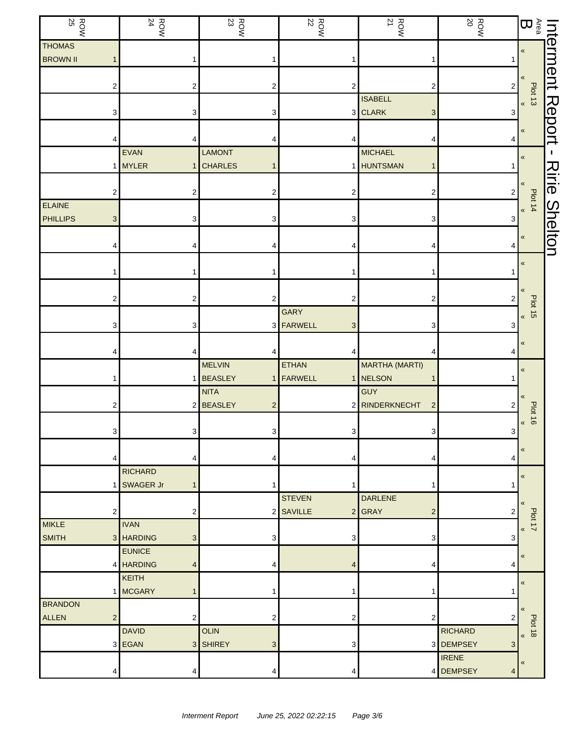# Interment Report - Ririe Shelton

## Area B

| Plot | Position | ROW 20 | ROW 21 | ROW 22 | ROW 23 | ROW 24 | ROW 25 |
|---|---|---|---|---|---|---|---|
| Plot 13 | 1 | | | | | | THOMAS BROWN II |
| | 2 | | | | | | |
| | 3 | | ISABELL CLARK | | | | |
| | 4 | | | | | | |
| Plot 14 | 1 | | MICHAEL HUNTSMAN | | LAMONT CHARLES | EVAN MYLER | |
| | 2 | | | | | | |
| | 3 | | | | | | ELAINE PHILLIPS |
| | 4 | | | | | | |
| Plot 15 | 1 | | | | | | |
| | 2 | | | | | | |
| | 3 | | | GARY FARWELL | | | |
| | 4 | | | | | | |
| Plot 16 | 1 | | MARTHA (MARTI) NELSON | ETHAN FARWELL | MELVIN BEASLEY | | |
| | 2 | | GUY RINDERKNECHT | | NITA BEASLEY | | |
| | 3 | | | | | | |
| | 4 | | | | | | |
| Plot 17 | 1 | | | | | RICHARD SWAGER Jr | |
| | 2 | | DARLENE GRAY | STEVEN SAVILLE | | | |
| | 3 | | | | | IVAN HARDING | MIKLE SMITH |
| | 4 | | | | | EUNICE HARDING | |
| Plot 18 | 1 | | | | | KEITH MCGARY | |
| | 2 | | | | | | BRANDON ALLEN |
| | 3 | RICHARD DEMPSEY | | | OLIN SHIREY | DAVID EGAN | |
| | 4 | IRENE DEMPSEY | | | | | |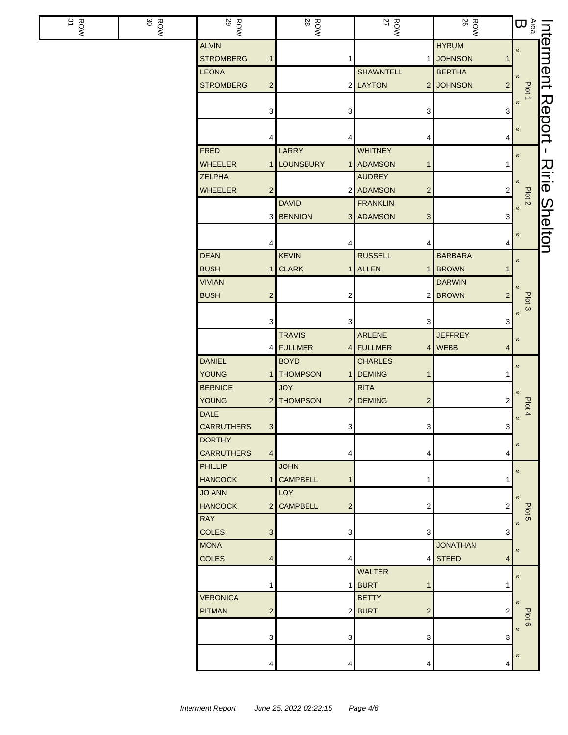# Interment Report - Ririe Shelton

| Area B | ROW 26 | ROW 27 | ROW 28 | ROW 29 | ROW 30 | ROW 31 |
|---|---|---|---|---|---|---|
| Plot 1 | HYRUM JOHNSON 1 | 1 | 1 | ALVIN STROMBERG 1 | | |
| | BERTHA JOHNSON 2 | SHAWNTELL LAYTON 2 | 2 | LEONA STROMBERG 2 | | |
| | 3 | 3 | 3 | 3 | | |
| | 4 | 4 | 4 | 4 | | |
| Plot 2 | 1 | WHITNEY ADAMSON 1 | LARRY LOUNSBURY 1 | FRED WHEELER 1 | | |
| | 2 | AUDREY ADAMSON 2 | 2 | ZELPHA WHEELER 2 | | |
| | 3 | FRANKLIN ADAMSON 3 | DAVID BENNION 3 | 3 | | |
| | 4 | 4 | 4 | 4 | | |
| Plot 3 | BARBARA BROWN 1 | RUSSELL ALLEN 1 | KEVIN CLARK 1 | DEAN BUSH 1 | | |
| | DARWIN BROWN 2 | 2 | 2 | VIVIAN BUSH 2 | | |
| | 3 | 3 | 3 | 3 | | |
| | JEFFREY WEBB 4 | ARLENE FULLMER 4 | TRAVIS FULLMER 4 | 4 | | |
| Plot 4 | 1 | CHARLES DEMING 1 | BOYD THOMPSON 1 | DANIEL YOUNG 1 | | |
| | 2 | RITA DEMING 2 | JOY THOMPSON 2 | BERNICE YOUNG 2 | | |
| | 3 | 3 | 3 | DALE CARRUTHERS 3 | | |
| | 4 | 4 | 4 | DORTHY CARRUTHERS 4 | | |
| Plot 5 | 1 | 1 | JOHN CAMPBELL 1 | PHILLIP HANCOCK 1 | | |
| | 2 | 2 | LOY CAMPBELL 2 | JO ANN HANCOCK 2 | | |
| | 3 | 3 | 3 | RAY COLES 3 | | |
| | JONATHAN STEED 4 | 4 | 4 | MONA COLES 4 | | |
| Plot 6 | 1 | WALTER BURT 1 | 1 | 1 | | |
| | 2 | BETTY BURT 2 | 2 | VERONICA PITMAN 2 | | |
| | 3 | 3 | 3 | 3 | | |
| | 4 | 4 | 4 | 4 | | |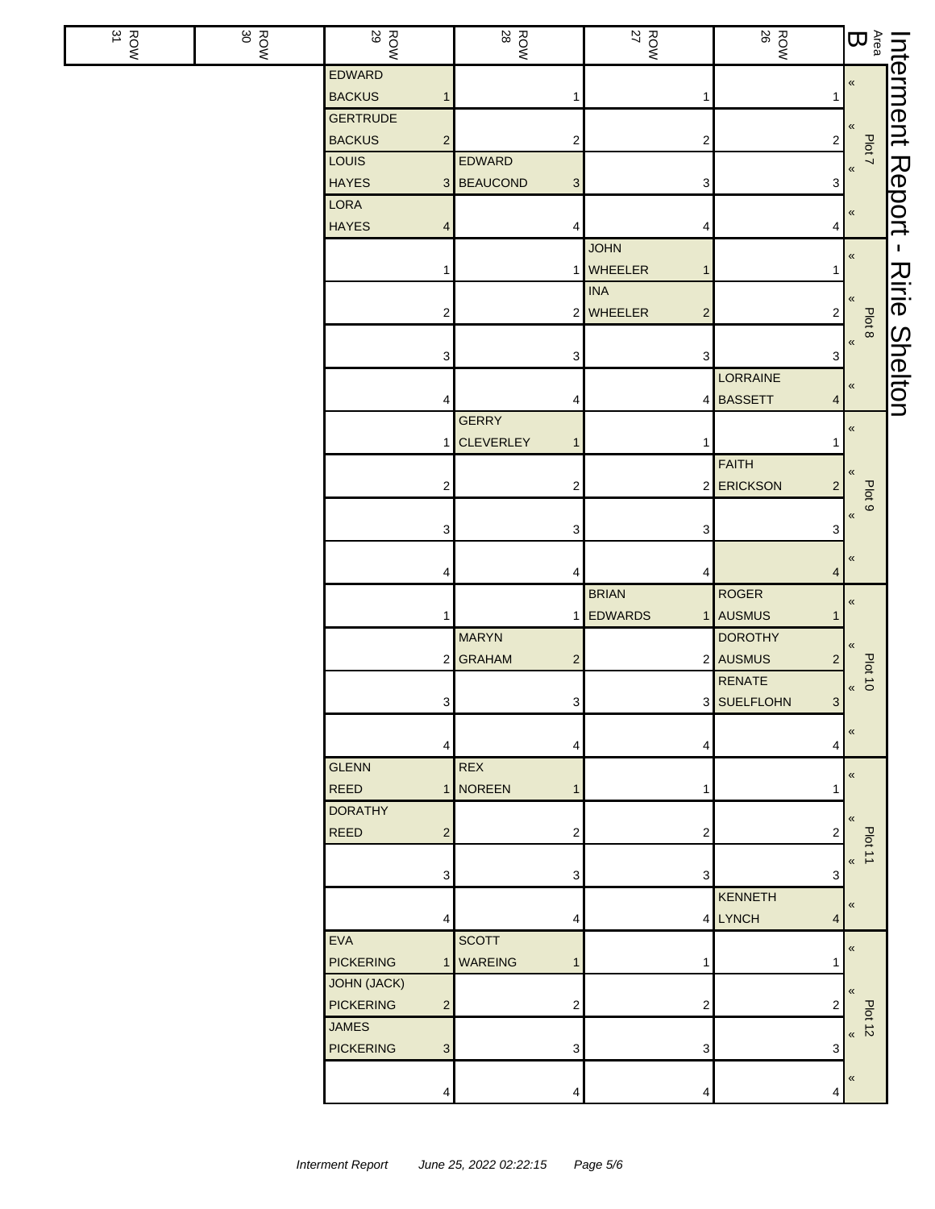# Interment Report - Ririe Shelton

| Area B | ROW 26 | ROW 27 | ROW 28 | ROW 29 | ROW 30 | ROW 31 |
|---|---|---|---|---|---|---|
| Plot 7 « | 1 | 1 | 1 | EDWARD BACKUS 1 | | |
| « | 2 | 2 | 2 | GERTRUDE BACKUS 2 | | |
| « | 3 | 3 | EDWARD BEAUCOND 3 | LOUIS HAYES 3 | | |
| « | 4 | 4 | 4 | LORA HAYES 4 | | |
| Plot 8 « | 1 | JOHN WHEELER 1 | 1 | 1 | | |
| « | 2 | INA WHEELER 2 | 2 | 2 | | |
| « | 3 | 3 | 3 | 3 | | |
| « | LORRAINE BASSETT 4 | 4 | 4 | 4 | | |
| Plot 9 « | 1 | 1 | GERRY CLEVERLEY 1 | 1 | | |
| « | FAITH ERICKSON 2 | 2 | 2 | 2 | | |
| « | 3 | 3 | 3 | 3 | | |
| « | 4 | 4 | 4 | 4 | | |
| Plot 10 « | ROGER AUSMUS 1 | BRIAN EDWARDS 1 | 1 | 1 | | |
| « | DOROTHY AUSMUS 2 | 2 | MARYN GRAHAM 2 | 2 | | |
| « | RENATE SUELFLOHN 3 | 3 | 3 | 3 | | |
| « | 4 | 4 | 4 | 4 | | |
| Plot 11 « | 1 | 1 | REX NOREEN 1 | GLENN REED 1 | | |
| « | 2 | 2 | 2 | DORATHY REED 2 | | |
| « | 3 | 3 | 3 | 3 | | |
| « | KENNETH LYNCH 4 | 4 | 4 | 4 | | |
| Plot 12 « | 1 | 1 | SCOTT WAREING 1 | EVA PICKERING 1 | | |
| « | 2 | 2 | 2 | JOHN (JACK) PICKERING 2 | | |
| « | 3 | 3 | 3 | JAMES PICKERING 3 | | |
| « | 4 | 4 | 4 | 4 | | |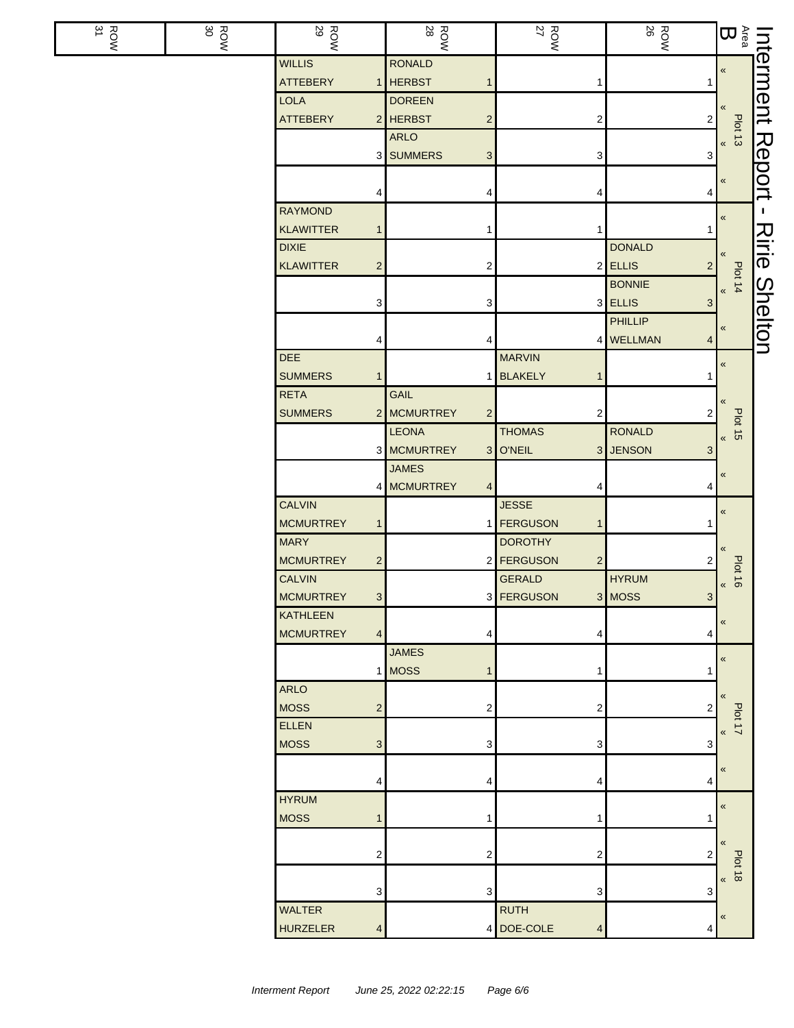# Interment Report - Ririe Shelton

| Area B | ROW 26 | ROW 27 | ROW 28 | ROW 29 | ROW 30 | ROW 31 |
|---|---|---|---|---|---|---|
| Plot 13 « | 1 | 1 | RONALD HERBST 1 | WILLIS ATTEBERY 1 | | |
| « | 2 | 2 | DOREEN HERBST 2 | LOLA ATTEBERY 2 | | |
| « | 3 | 3 | ARLO SUMMERS 3 | 3 | | |
| « | 4 | 4 | 4 | 4 | | |
| Plot 14 « | 1 | 1 | 1 | RAYMOND KLAWITTER 1 | | |
| « | DONALD ELLIS 2 | 2 | 2 | DIXIE KLAWITTER 2 | | |
| « | BONNIE ELLIS 3 | 3 | 3 | 3 | | |
| « | PHILLIP WELLMAN 4 | 4 | 4 | 4 | | |
| Plot 15 « | 1 | MARVIN BLAKELY 1 | 1 | DEE SUMMERS 1 | | |
| « | 2 | 2 | GAIL MCMURTREY 2 | RETA SUMMERS 2 | | |
| « | RONALD JENSON 3 | THOMAS O'NEIL 3 | LEONA MCMURTREY 3 | 3 | | |
| « | 4 | 4 | JAMES MCMURTREY 4 | 4 | | |
| Plot 16 « | 1 | JESSE FERGUSON 1 | 1 | CALVIN MCMURTREY 1 | | |
| « | 2 | DOROTHY FERGUSON 2 | 2 | MARY MCMURTREY 2 | | |
| « | HYRUM MOSS 3 | GERALD FERGUSON 3 | 3 | CALVIN MCMURTREY 3 | | |
| « | 4 | 4 | 4 | KATHLEEN MCMURTREY 4 | | |
| Plot 17 « | 1 | 1 | JAMES MOSS 1 | 1 | | |
| « | 2 | 2 | 2 | ARLO MOSS 2 | | |
| « | 3 | 3 | 3 | ELLEN MOSS 3 | | |
| « | 4 | 4 | 4 | 4 | | |
| Plot 18 « | 1 | 1 | 1 | HYRUM MOSS 1 | | |
| « | 2 | 2 | 2 | 2 | | |
| « | 3 | 3 | 3 | 3 | | |
| « | 4 | RUTH DOE-COLE 4 | 4 | WALTER HURZELER 4 | | |

*Interment Report June 25, 2022 02:22:15*